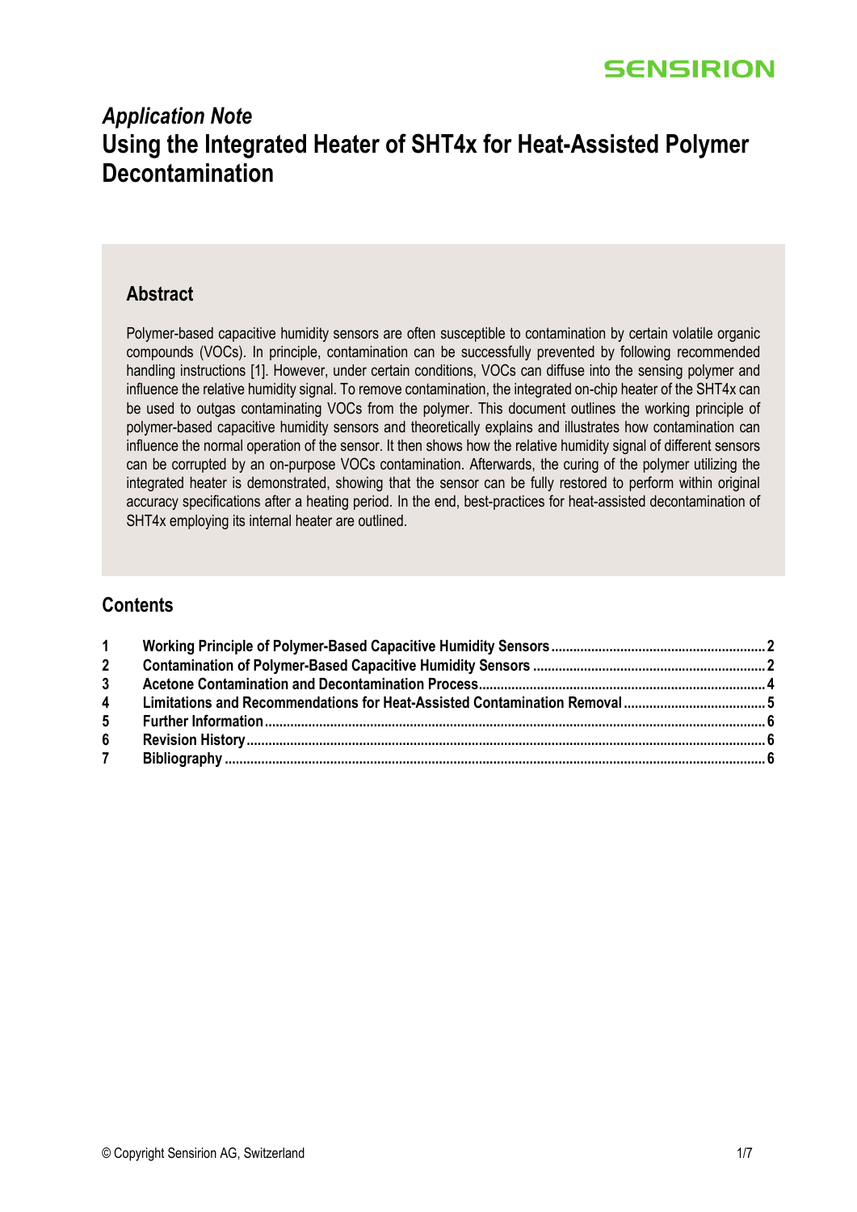# *Application Note*
# Using the Integrated Heater of SHT4x for Heat-Assisted Polymer Decontamination

## Abstract

Polymer-based capacitive humidity sensors are often susceptible to contamination by certain volatile organic compounds (VOCs). In principle, contamination can be successfully prevented by following recommended handling instructions [1]. However, under certain conditions, VOCs can diffuse into the sensing polymer and influence the relative humidity signal. To remove contamination, the integrated on-chip heater of the SHT4x can be used to outgas contaminating VOCs from the polymer. This document outlines the working principle of polymer-based capacitive humidity sensors and theoretically explains and illustrates how contamination can influence the normal operation of the sensor. It then shows how the relative humidity signal of different sensors can be corrupted by an on-purpose VOCs contamination. Afterwards, the curing of the polymer utilizing the integrated heater is demonstrated, showing that the sensor can be fully restored to perform within original accuracy specifications after a heating period. In the end, best-practices for heat-assisted decontamination of SHT4x employing its internal heater are outlined.

## Contents

| | | |
|---|---|---|
| **1** | **Working Principle of Polymer-Based Capacitive Humidity Sensors** | **2** |
| **2** | **Contamination of Polymer-Based Capacitive Humidity Sensors** | **2** |
| **3** | **Acetone Contamination and Decontamination Process** | **4** |
| **4** | **Limitations and Recommendations for Heat-Assisted Contamination Removal** | **5** |
| **5** | **Further Information** | **6** |
| **6** | **Revision History** | **6** |
| **7** | **Bibliography** | **6** |

© Copyright Sensirion AG, Switzerland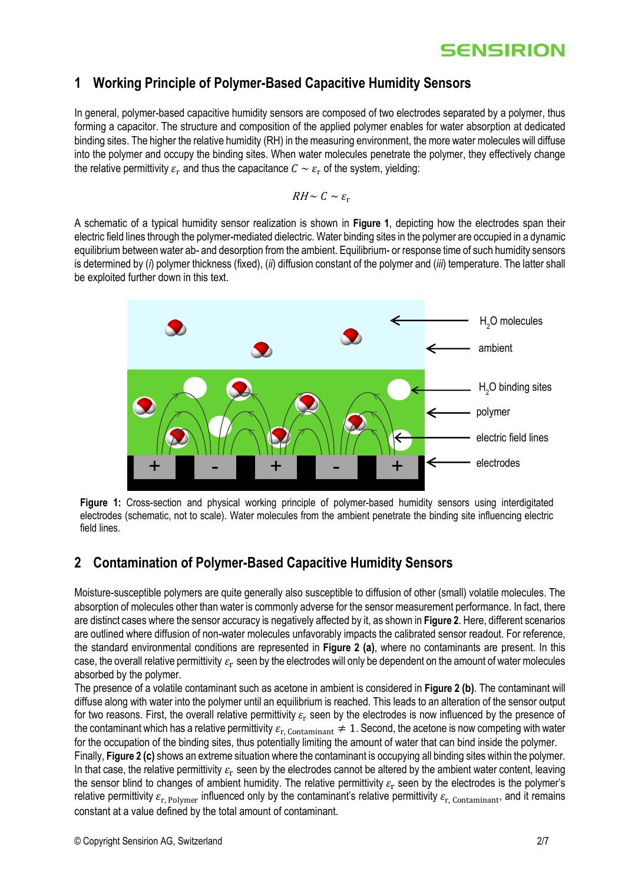## 1 Working Principle of Polymer-Based Capacitive Humidity Sensors

In general, polymer-based capacitive humidity sensors are composed of two electrodes separated by a polymer, thus forming a capacitor. The structure and composition of the applied polymer enables for water absorption at dedicated binding sites. The higher the relative humidity (RH) in the measuring environment, the more water molecules will diffuse into the polymer and occupy the binding sites. When water molecules penetrate the polymer, they effectively change the relative permittivity $\varepsilon_r$ and thus the capacitance $C \sim \varepsilon_r$ of the system, yielding:

$$RH \sim C \sim \varepsilon_r$$

A schematic of a typical humidity sensor realization is shown in **Figure 1**, depicting how the electrodes span their electric field lines through the polymer-mediated dielectric. Water binding sites in the polymer are occupied in a dynamic equilibrium between water ab- and desorption from the ambient. Equilibrium- or response time of such humidity sensors is determined by (*i*) polymer thickness (fixed), (*ii*) diffusion constant of the polymer and (*iii*) temperature. The latter shall be exploited further down in this text.

**Figure 1:** Cross-section and physical working principle of polymer-based humidity sensors using interdigitated electrodes (schematic, not to scale). Water molecules from the ambient penetrate the binding site influencing electric field lines.

## 2 Contamination of Polymer-Based Capacitive Humidity Sensors

Moisture-susceptible polymers are quite generally also susceptible to diffusion of other (small) volatile molecules. The absorption of molecules other than water is commonly adverse for the sensor measurement performance. In fact, there are distinct cases where the sensor accuracy is negatively affected by it, as shown in **Figure 2**. Here, different scenarios are outlined where diffusion of non-water molecules unfavorably impacts the calibrated sensor readout. For reference, the standard environmental conditions are represented in **Figure 2 (a)**, where no contaminants are present. In this case, the overall relative permittivity $\varepsilon_r$ seen by the electrodes will only be dependent on the amount of water molecules absorbed by the polymer.

The presence of a volatile contaminant such as acetone in ambient is considered in **Figure 2 (b)**. The contaminant will diffuse along with water into the polymer until an equilibrium is reached. This leads to an alteration of the sensor output for two reasons. First, the overall relative permittivity $\varepsilon_r$ seen by the electrodes is now influenced by the presence of the contaminant which has a relative permittivity $\varepsilon_{r,\text{ Contaminant}} \neq 1$. Second, the acetone is now competing with water for the occupation of the binding sites, thus potentially limiting the amount of water that can bind inside the polymer.

Finally, **Figure 2 (c)** shows an extreme situation where the contaminant is occupying all binding sites within the polymer. In that case, the relative permittivity $\varepsilon_r$ seen by the electrodes cannot be altered by the ambient water content, leaving the sensor blind to changes of ambient humidity. The relative permittivity $\varepsilon_r$ seen by the electrodes is the polymer's relative permittivity $\varepsilon_{r,\text{ Polymer}}$ influenced only by the contaminant's relative permittivity $\varepsilon_{r,\text{ Contaminant}}$, and it remains constant at a value defined by the total amount of contaminant.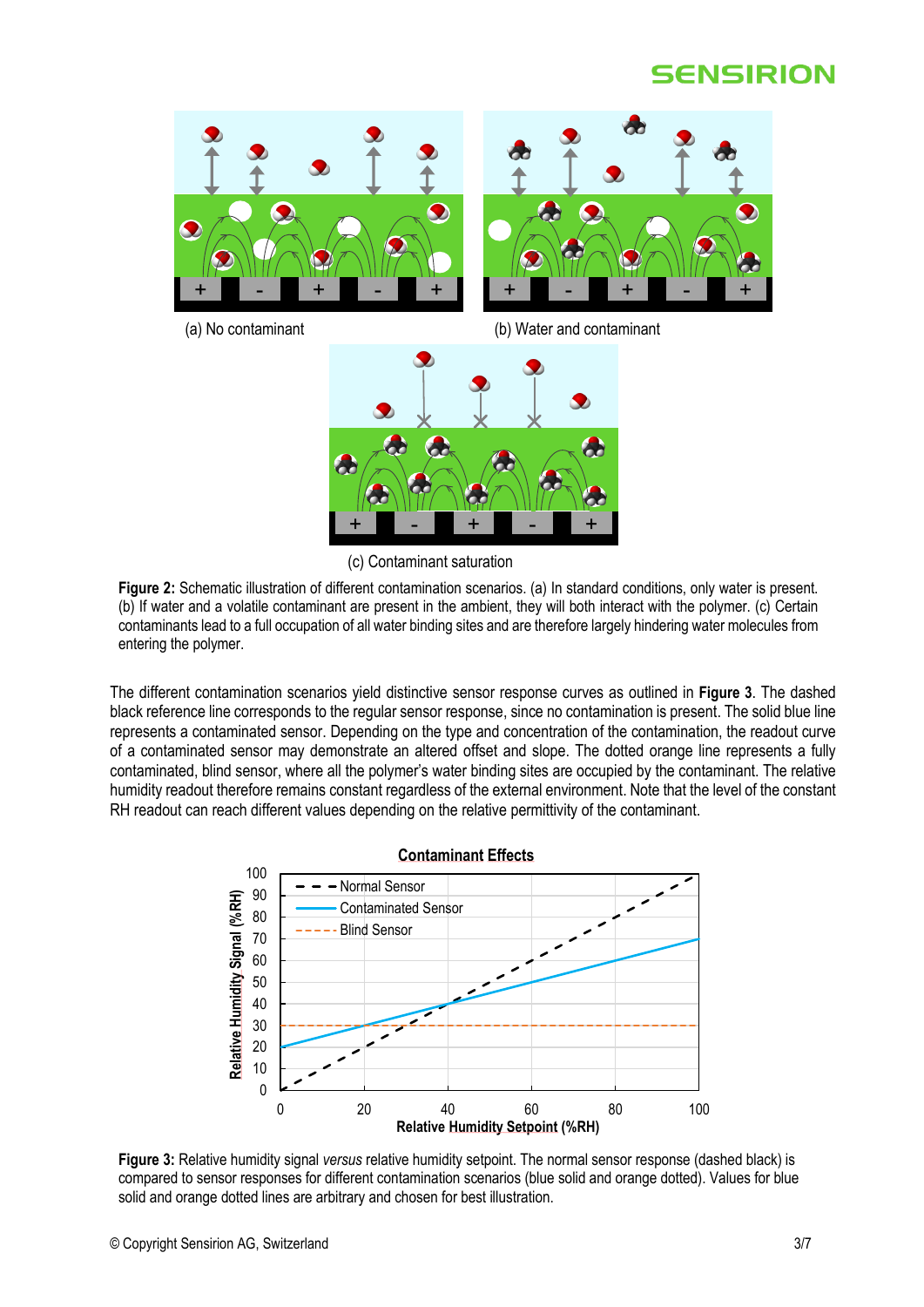(a) No contaminant

(b) Water and contaminant

(c) Contaminant saturation

**Figure 2:** Schematic illustration of different contamination scenarios. (a) In standard conditions, only water is present. (b) If water and a volatile contaminant are present in the ambient, they will both interact with the polymer. (c) Certain contaminants lead to a full occupation of all water binding sites and are therefore largely hindering water molecules from entering the polymer.

The different contamination scenarios yield distinctive sensor response curves as outlined in **Figure 3**. The dashed black reference line corresponds to the regular sensor response, since no contamination is present. The solid blue line represents a contaminated sensor. Depending on the type and concentration of the contamination, the readout curve of a contaminated sensor may demonstrate an altered offset and slope. The dotted orange line represents a fully contaminated, blind sensor, where all the polymer's water binding sites are occupied by the contaminant. The relative humidity readout therefore remains constant regardless of the external environment. Note that the level of the constant RH readout can reach different values depending on the relative permittivity of the contaminant.

**Figure 3:** Relative humidity signal *versus* relative humidity setpoint. The normal sensor response (dashed black) is compared to sensor responses for different contamination scenarios (blue solid and orange dotted). Values for blue solid and orange dotted lines are arbitrary and chosen for best illustration.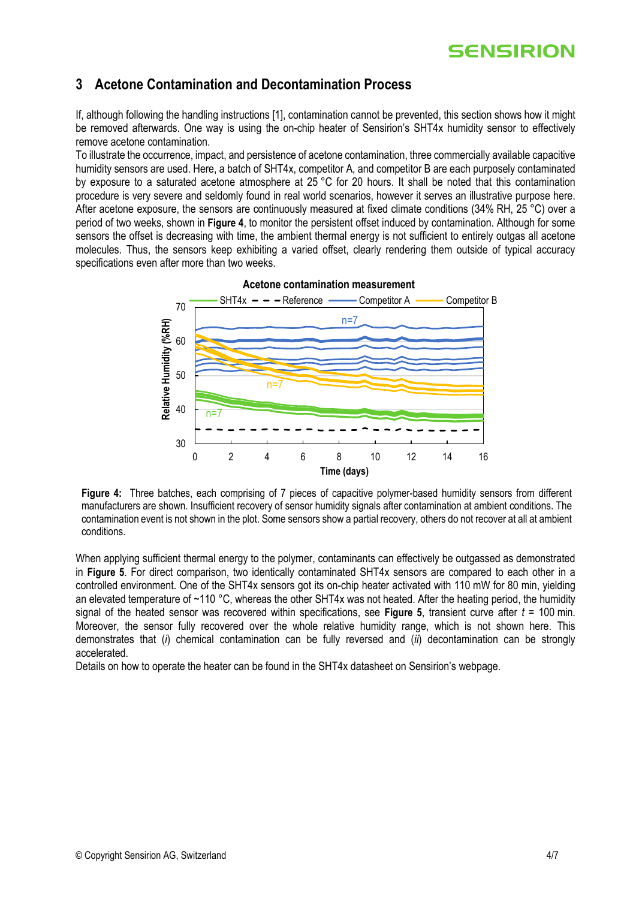## 3 Acetone Contamination and Decontamination Process

If, although following the handling instructions [1], contamination cannot be prevented, this section shows how it might be removed afterwards. One way is using the on-chip heater of Sensirion's SHT4x humidity sensor to effectively remove acetone contamination.

To illustrate the occurrence, impact, and persistence of acetone contamination, three commercially available capacitive humidity sensors are used. Here, a batch of SHT4x, competitor A, and competitor B are each purposely contaminated by exposure to a saturated acetone atmosphere at 25 °C for 20 hours. It shall be noted that this contamination procedure is very severe and seldomly found in real world scenarios, however it serves an illustrative purpose here. After acetone exposure, the sensors are continuously measured at fixed climate conditions (34% RH, 25 °C) over a period of two weeks, shown in **Figure 4**, to monitor the persistent offset induced by contamination. Although for some sensors the offset is decreasing with time, the ambient thermal energy is not sufficient to entirely outgas all acetone molecules. Thus, the sensors keep exhibiting a varied offset, clearly rendering them outside of typical accuracy specifications even after more than two weeks.

**Figure 4:** Three batches, each comprising of 7 pieces of capacitive polymer-based humidity sensors from different manufacturers are shown. Insufficient recovery of sensor humidity signals after contamination at ambient conditions. The contamination event is not shown in the plot. Some sensors show a partial recovery, others do not recover at all at ambient conditions.

When applying sufficient thermal energy to the polymer, contaminants can effectively be outgassed as demonstrated in **Figure 5**. For direct comparison, two identically contaminated SHT4x sensors are compared to each other in a controlled environment. One of the SHT4x sensors got its on-chip heater activated with 110 mW for 80 min, yielding an elevated temperature of ~110 °C, whereas the other SHT4x was not heated. After the heating period, the humidity signal of the heated sensor was recovered within specifications, see **Figure 5**, transient curve after $t$ = 100 min. Moreover, the sensor fully recovered over the whole relative humidity range, which is not shown here. This demonstrates that (*i*) chemical contamination can be fully reversed and (*ii*) decontamination can be strongly accelerated.

Details on how to operate the heater can be found in the SHT4x datasheet on Sensirion's webpage.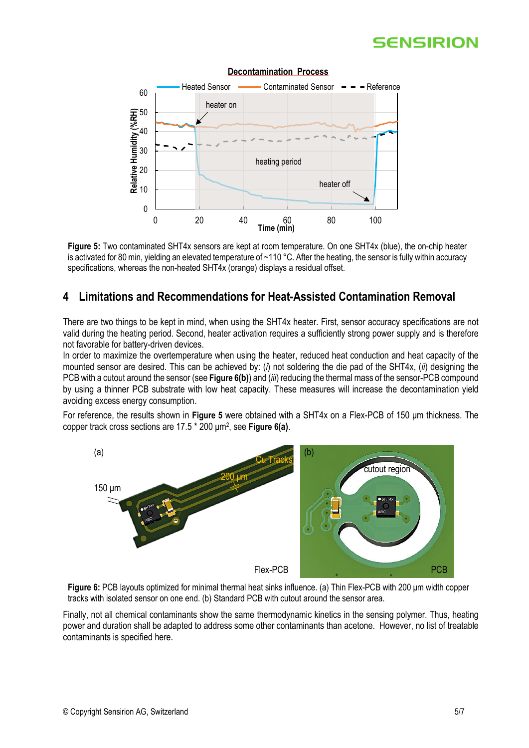**Figure 5:** Two contaminated SHT4x sensors are kept at room temperature. On one SHT4x (blue), the on-chip heater is activated for 80 min, yielding an elevated temperature of ~110 °C. After the heating, the sensor is fully within accuracy specifications, whereas the non-heated SHT4x (orange) displays a residual offset.

## 4 Limitations and Recommendations for Heat-Assisted Contamination Removal

There are two things to be kept in mind, when using the SHT4x heater. First, sensor accuracy specifications are not valid during the heating period. Second, heater activation requires a sufficiently strong power supply and is therefore not favorable for battery-driven devices.

In order to maximize the overtemperature when using the heater, reduced heat conduction and heat capacity of the mounted sensor are desired. This can be achieved by: (*i*) not soldering the die pad of the SHT4x, (*ii*) designing the PCB with a cutout around the sensor (see **Figure 6(b)**) and (*iii*) reducing the thermal mass of the sensor-PCB compound by using a thinner PCB substrate with low heat capacity. These measures will increase the decontamination yield avoiding excess energy consumption.

For reference, the results shown in **Figure 5** were obtained with a SHT4x on a Flex-PCB of 150 µm thickness. The copper track cross sections are 17.5 * 200 $\mu m^2$, see **Figure 6(a)**.

**Figure 6:** PCB layouts optimized for minimal thermal heat sinks influence. (a) Thin Flex-PCB with 200 µm width copper tracks with isolated sensor on one end. (b) Standard PCB with cutout around the sensor area.

Finally, not all chemical contaminants show the same thermodynamic kinetics in the sensing polymer. Thus, heating power and duration shall be adapted to address some other contaminants than acetone. However, no list of treatable contaminants is specified here.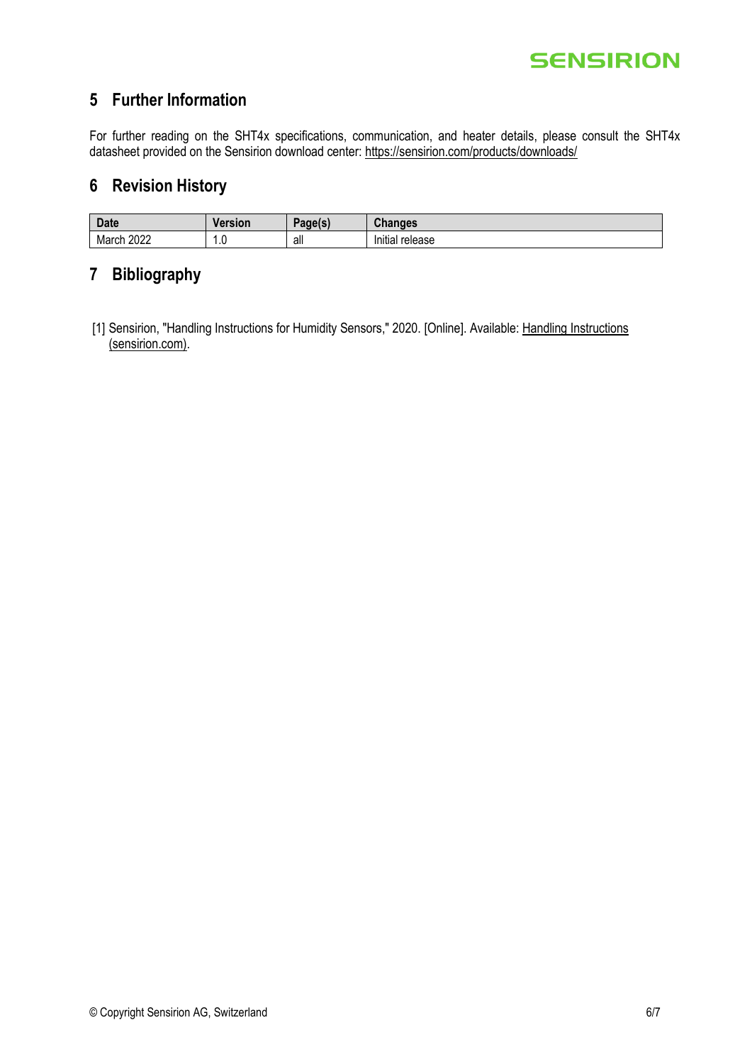## 5 Further Information

For further reading on the SHT4x specifications, communication, and heater details, please consult the SHT4x datasheet provided on the Sensirion download center: https://sensirion.com/products/downloads/

## 6 Revision History

| Date | Version | Page(s) | Changes |
|---|---|---|---|
| March 2022 | 1.0 | all | Initial release |

## 7 Bibliography

[1] Sensirion, "Handling Instructions for Humidity Sensors," 2020. [Online]. Available: Handling Instructions (sensirion.com).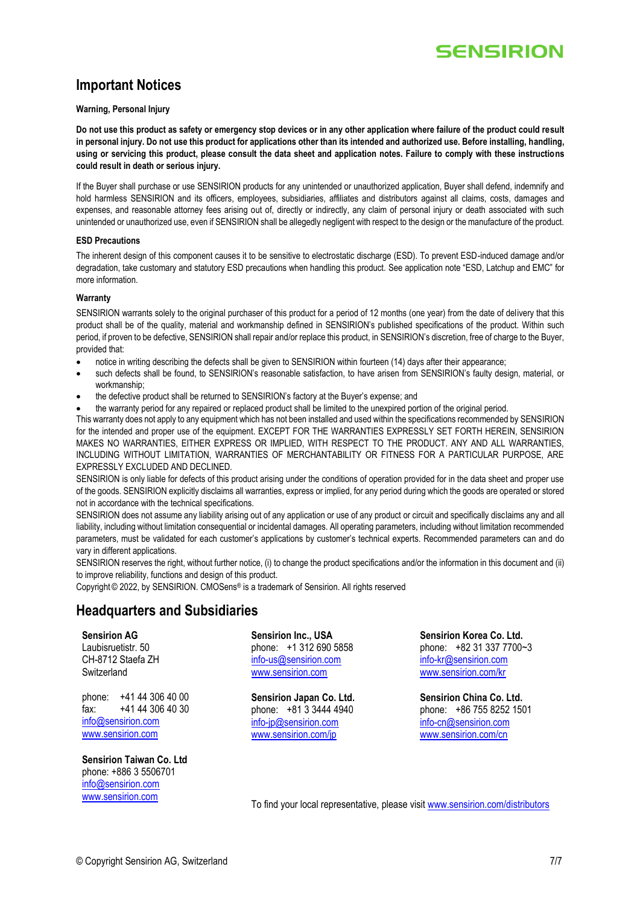## Important Notices

**Warning, Personal Injury**

**Do not use this product as safety or emergency stop devices or in any other application where failure of the product could result in personal injury. Do not use this product for applications other than its intended and authorized use. Before installing, handling, using or servicing this product, please consult the data sheet and application notes. Failure to comply with these instructions could result in death or serious injury.**

If the Buyer shall purchase or use SENSIRION products for any unintended or unauthorized application, Buyer shall defend, indemnify and hold harmless SENSIRION and its officers, employees, subsidiaries, affiliates and distributors against all claims, costs, damages and expenses, and reasonable attorney fees arising out of, directly or indirectly, any claim of personal injury or death associated with such unintended or unauthorized use, even if SENSIRION shall be allegedly negligent with respect to the design or the manufacture of the product.

**ESD Precautions**

The inherent design of this component causes it to be sensitive to electrostatic discharge (ESD). To prevent ESD-induced damage and/or degradation, take customary and statutory ESD precautions when handling this product. See application note "ESD, Latchup and EMC" for more information.

**Warranty**

SENSIRION warrants solely to the original purchaser of this product for a period of 12 months (one year) from the date of delivery that this product shall be of the quality, material and workmanship defined in SENSIRION's published specifications of the product. Within such period, if proven to be defective, SENSIRION shall repair and/or replace this product, in SENSIRION's discretion, free of charge to the Buyer, provided that:

- notice in writing describing the defects shall be given to SENSIRION within fourteen (14) days after their appearance;
- such defects shall be found, to SENSIRION's reasonable satisfaction, to have arisen from SENSIRION's faulty design, material, or workmanship;
- the defective product shall be returned to SENSIRION's factory at the Buyer's expense; and
- the warranty period for any repaired or replaced product shall be limited to the unexpired portion of the original period.

This warranty does not apply to any equipment which has not been installed and used within the specifications recommended by SENSIRION for the intended and proper use of the equipment. EXCEPT FOR THE WARRANTIES EXPRESSLY SET FORTH HEREIN, SENSIRION MAKES NO WARRANTIES, EITHER EXPRESS OR IMPLIED, WITH RESPECT TO THE PRODUCT. ANY AND ALL WARRANTIES, INCLUDING WITHOUT LIMITATION, WARRANTIES OF MERCHANTABILITY OR FITNESS FOR A PARTICULAR PURPOSE, ARE EXPRESSLY EXCLUDED AND DECLINED.

SENSIRION is only liable for defects of this product arising under the conditions of operation provided for in the data sheet and proper use of the goods. SENSIRION explicitly disclaims all warranties, express or implied, for any period during which the goods are operated or stored not in accordance with the technical specifications.

SENSIRION does not assume any liability arising out of any application or use of any product or circuit and specifically disclaims any and all liability, including without limitation consequential or incidental damages. All operating parameters, including without limitation recommended parameters, must be validated for each customer's applications by customer's technical experts. Recommended parameters can and do vary in different applications.

SENSIRION reserves the right, without further notice, (i) to change the product specifications and/or the information in this document and (ii) to improve reliability, functions and design of this product.

Copyright © 2022, by SENSIRION. CMOSens® is a trademark of Sensirion. All rights reserved

## Headquarters and Subsidiaries

**Sensirion AG**
Laubisruetistr. 50
CH-8712 Staefa ZH
Switzerland

phone: +41 44 306 40 00
fax: +41 44 306 40 30
info@sensirion.com
www.sensirion.com

**Sensirion Taiwan Co. Ltd**
phone: +886 3 5506701
info@sensirion.com
www.sensirion.com

**Sensirion Inc., USA**
phone: +1 312 690 5858
info-us@sensirion.com
www.sensirion.com

**Sensirion Japan Co. Ltd.**
phone: +81 3 3444 4940
info-jp@sensirion.com
www.sensirion.com/jp

**Sensirion Korea Co. Ltd.**
phone: +82 31 337 7700~3
info-kr@sensirion.com
www.sensirion.com/kr

**Sensirion China Co. Ltd.**
phone: +86 755 8252 1501
info-cn@sensirion.com
www.sensirion.com/cn

To find your local representative, please visit www.sensirion.com/distributors